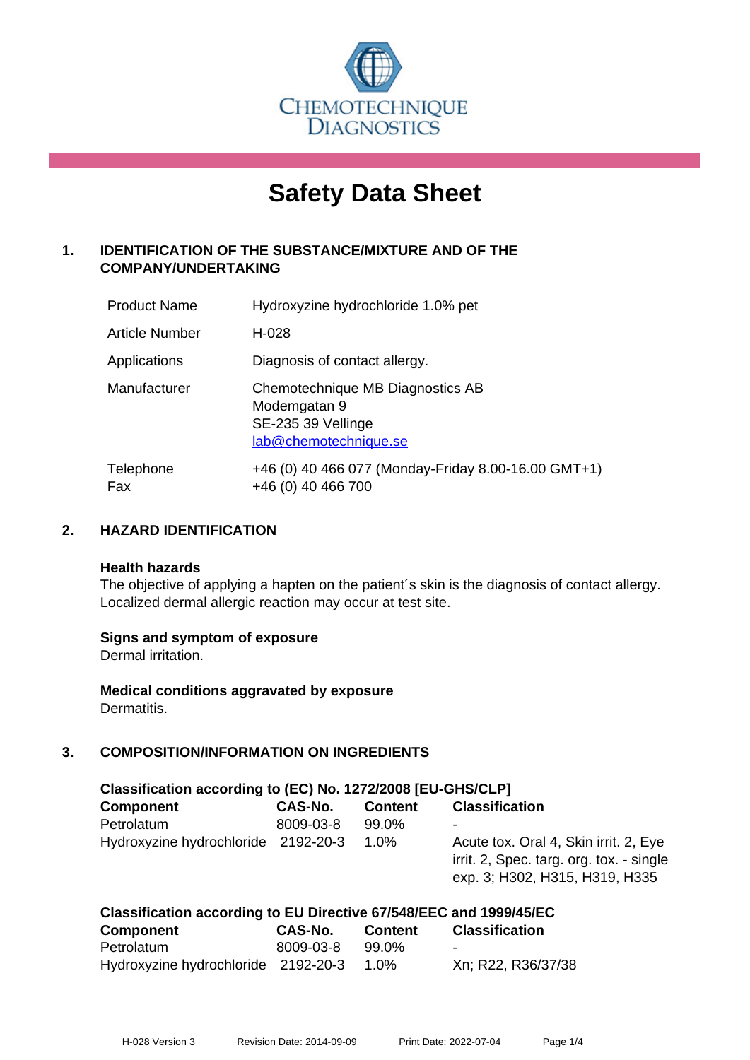CHEMOTECHNIQUE DIAGNOSTICS

# Safety Data Sheet

## 1. IDENTIFICATION OF THE SUBSTANCE/MIXTURE AND OF THE COMPANY/UNDERTAKING

| | |
|---|---|
| Product Name | Hydroxyzine hydrochloride 1.0% pet |
| Article Number | H-028 |
| Applications | Diagnosis of contact allergy. |
| Manufacturer | Chemotechnique MB Diagnostics AB<br>Modemgatan 9<br>SE-235 39 Vellinge<br>lab@chemotechnique.se |
| Telephone<br>Fax | +46 (0) 40 466 077 (Monday-Friday 8.00-16.00 GMT+1)<br>+46 (0) 40 466 700 |

## 2. HAZARD IDENTIFICATION

### Health hazards

The objective of applying a hapten on the patient´s skin is the diagnosis of contact allergy. Localized dermal allergic reaction may occur at test site.

### Signs and symptom of exposure

Dermal irritation.

### Medical conditions aggravated by exposure

Dermatitis.

## 3. COMPOSITION/INFORMATION ON INGREDIENTS

### Classification according to (EC) No. 1272/2008 [EU-GHS/CLP]

| Component | CAS-No. | Content | Classification |
|---|---|---|---|
| Petrolatum | 8009-03-8 | 99.0% | - |
| Hydroxyzine hydrochloride | 2192-20-3 | 1.0% | Acute tox. Oral 4, Skin irrit. 2, Eye irrit. 2, Spec. targ. org. tox. - single exp. 3; H302, H315, H319, H335 |

### Classification according to EU Directive 67/548/EEC and 1999/45/EC

| Component | CAS-No. | Content | Classification |
|---|---|---|---|
| Petrolatum | 8009-03-8 | 99.0% | - |
| Hydroxyzine hydrochloride | 2192-20-3 | 1.0% | Xn; R22, R36/37/38 |

H-028 Version 3 Revision Date: 2014-09-09 Print Date: 2022-07-04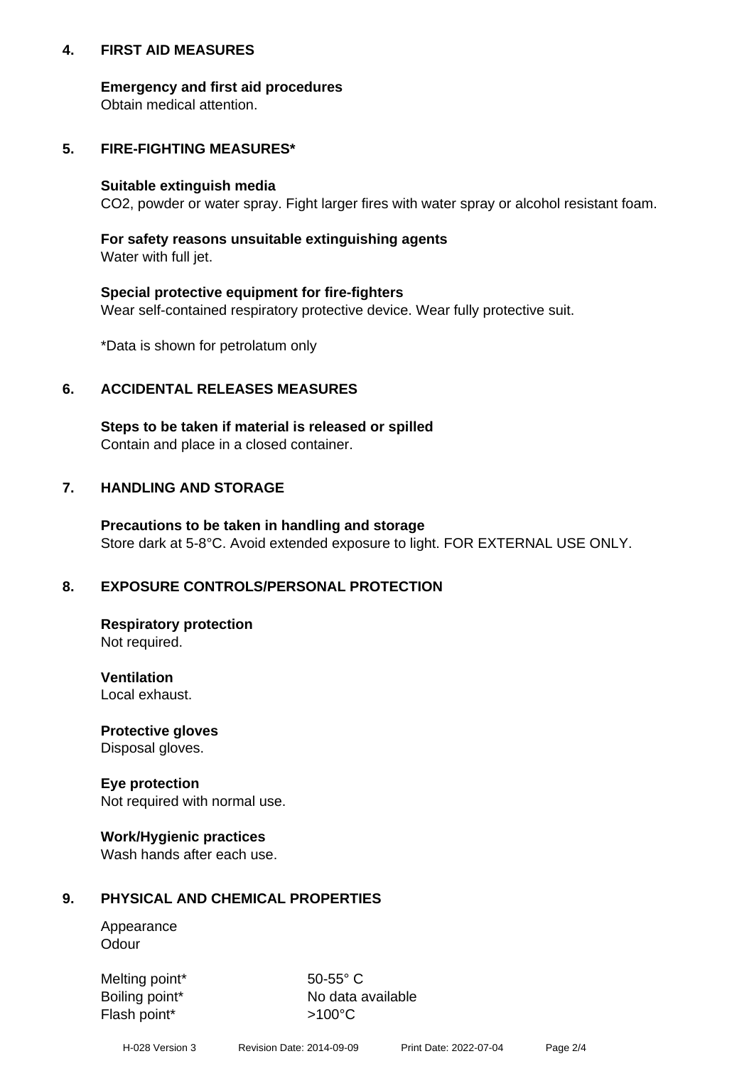## 4. FIRST AID MEASURES

**Emergency and first aid procedures**
Obtain medical attention.

## 5. FIRE-FIGHTING MEASURES*

**Suitable extinguish media**
$CO_2$, powder or water spray. Fight larger fires with water spray or alcohol resistant foam.

**For safety reasons unsuitable extinguishing agents**
Water with full jet.

**Special protective equipment for fire-fighters**
Wear self-contained respiratory protective device. Wear fully protective suit.

*Data is shown for petrolatum only

## 6. ACCIDENTAL RELEASES MEASURES

**Steps to be taken if material is released or spilled**
Contain and place in a closed container.

## 7. HANDLING AND STORAGE

**Precautions to be taken in handling and storage**
Store dark at 5-8°C. Avoid extended exposure to light. FOR EXTERNAL USE ONLY.

## 8. EXPOSURE CONTROLS/PERSONAL PROTECTION

**Respiratory protection**
Not required.

**Ventilation**
Local exhaust.

**Protective gloves**
Disposal gloves.

**Eye protection**
Not required with normal use.

**Work/Hygienic practices**
Wash hands after each use.

## 9. PHYSICAL AND CHEMICAL PROPERTIES

Appearance
Odour

| | |
|---|---|
| Melting point* | 50-55° C |
| Boiling point* | No data available |
| Flash point* | >100°C |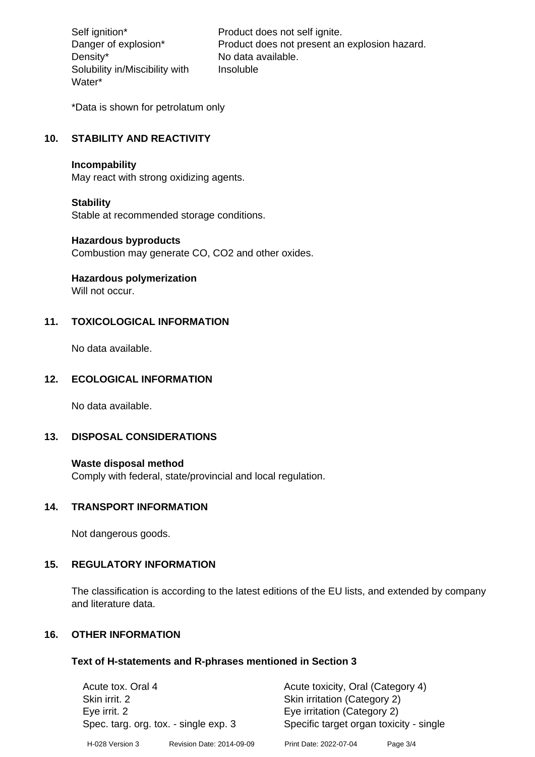| | |
|---|---|
| Self ignition* | Product does not self ignite. |
| Danger of explosion* | Product does not present an explosion hazard. |
| Density* | No data available. |
| Solubility in/Miscibility with Water* | Insoluble |

*Data is shown for petrolatum only

## 10. STABILITY AND REACTIVITY

**Incompability**
May react with strong oxidizing agents.

**Stability**
Stable at recommended storage conditions.

**Hazardous byproducts**
Combustion may generate CO, $CO_2$ and other oxides.

**Hazardous polymerization**
Will not occur.

## 11. TOXICOLOGICAL INFORMATION

No data available.

## 12. ECOLOGICAL INFORMATION

No data available.

## 13. DISPOSAL CONSIDERATIONS

**Waste disposal method**
Comply with federal, state/provincial and local regulation.

## 14. TRANSPORT INFORMATION

Not dangerous goods.

## 15. REGULATORY INFORMATION

The classification is according to the latest editions of the EU lists, and extended by company and literature data.

## 16. OTHER INFORMATION

**Text of H-statements and R-phrases mentioned in Section 3**

| | |
|---|---|
| Acute tox. Oral 4 | Acute toxicity, Oral (Category 4) |
| Skin irrit. 2 | Skin irritation (Category 2) |
| Eye irrit. 2 | Eye irritation (Category 2) |
| Spec. targ. org. tox. - single exp. 3 | Specific target organ toxicity - single |

H-028 Version 3 Revision Date: 2014-09-09 Print Date: 2022-07-04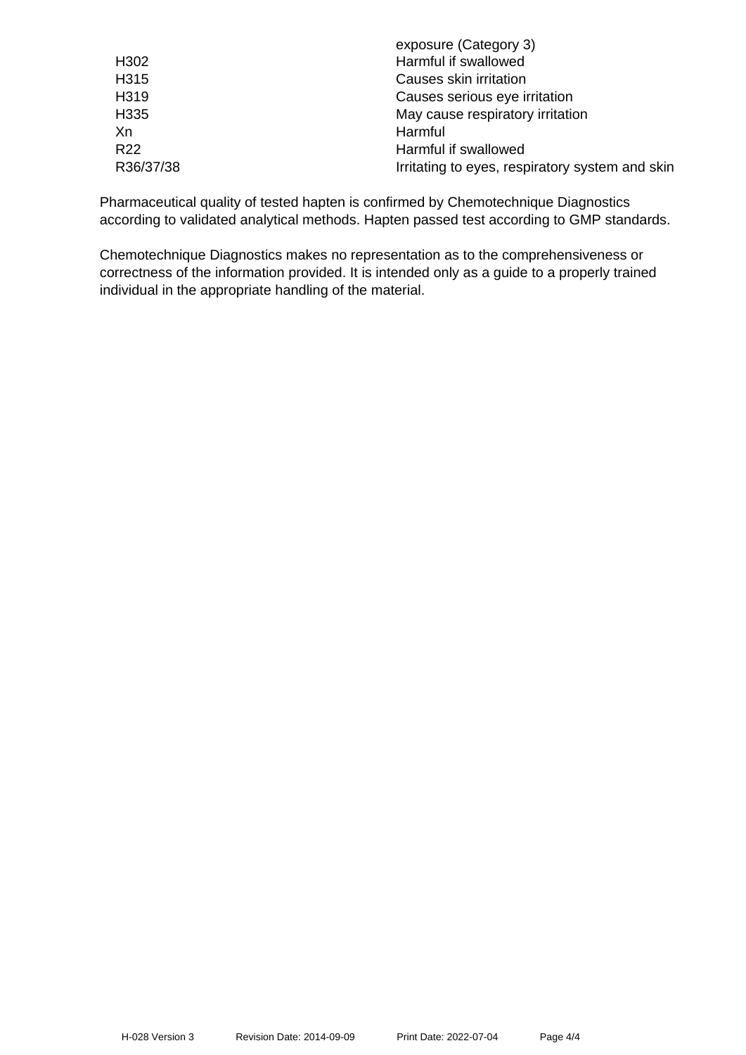| | |
|---|---|
| | exposure (Category 3) |
| H302 | Harmful if swallowed |
| H315 | Causes skin irritation |
| H319 | Causes serious eye irritation |
| H335 | May cause respiratory irritation |
| Xn | Harmful |
| R22 | Harmful if swallowed |
| R36/37/38 | Irritating to eyes, respiratory system and skin |

Pharmaceutical quality of tested hapten is confirmed by Chemotechnique Diagnostics according to validated analytical methods. Hapten passed test according to GMP standards.

Chemotechnique Diagnostics makes no representation as to the comprehensiveness or correctness of the information provided. It is intended only as a guide to a properly trained individual in the appropriate handling of the material.